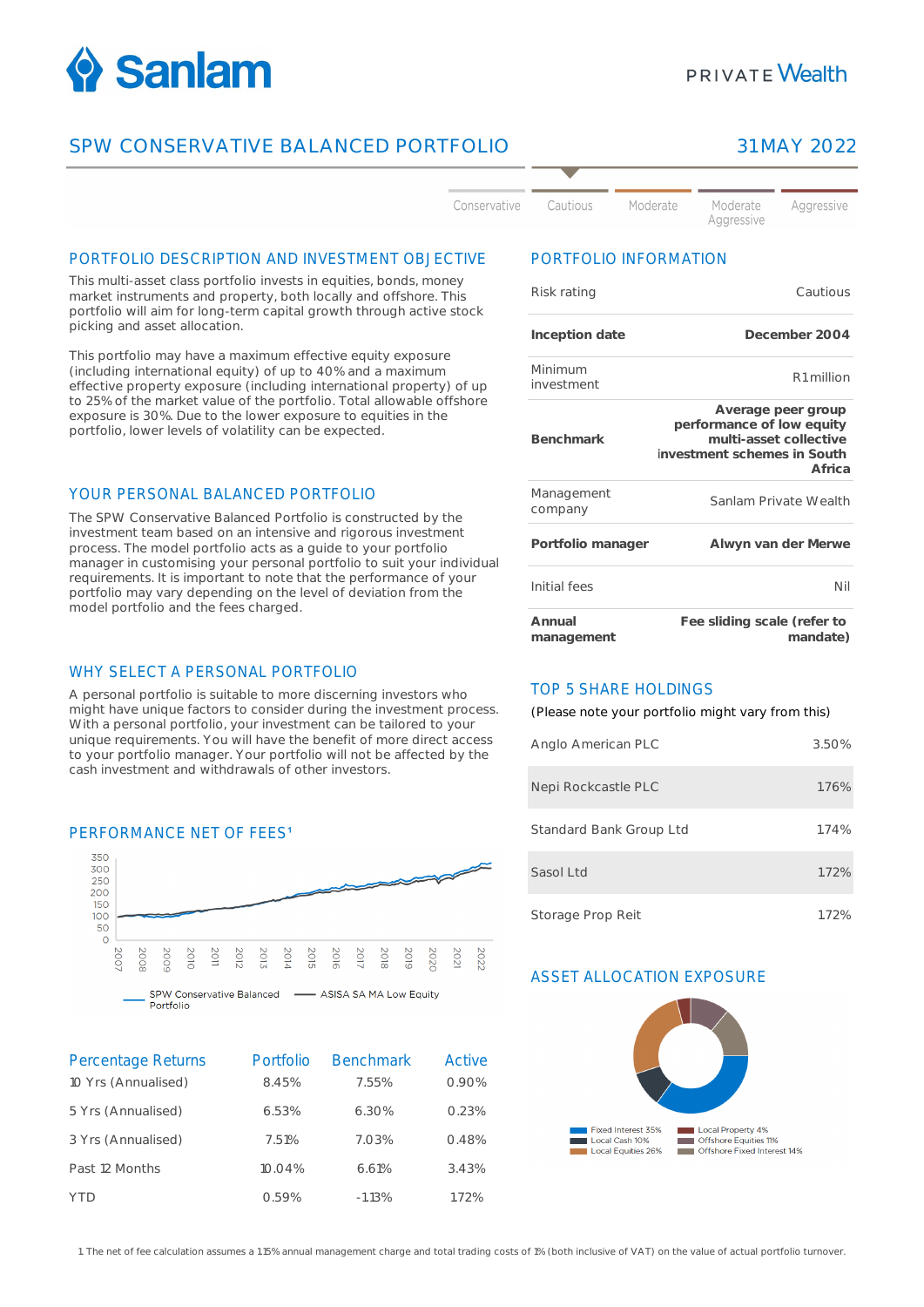# SPW CONSERVATIVE BALANCED PORTFOLIO

31MAY 2022

Conservative | Cautious | Moderate | Moderate Aggressive | Aggressive

## PORTFOLIO DESCRIPTION AND INVESTMENT OBJECTIVE

This multi-asset class portfolio invests in equities, bonds, money market instruments and property, both locally and offshore. This portfolio will aim for long-term capital growth through active stock picking and asset allocation.

This portfolio may have a maximum effective equity exposure (including international equity) of up to 40% and a maximum effective property exposure (including international property) of up to 25% of the market value of the portfolio. Total allowable offshore exposure is 30%. Due to the lower exposure to equities in the portfolio, lower levels of volatility can be expected.

## YOUR PERSONAL BALANCED PORTFOLIO

The SPW Conservative Balanced Portfolio is constructed by the investment team based on an intensive and rigorous investment process. The model portfolio acts as a guide to your portfolio manager in customising your personal portfolio to suit your individual requirements. It is important to note that the performance of your portfolio may vary depending on the level of deviation from the model portfolio and the fees charged.

## WHY SELECT A PERSONAL PORTFOLIO

A personal portfolio is suitable to more discerning investors who might have unique factors to consider during the investment process. With a personal portfolio, your investment can be tailored to your unique requirements. You will have the benefit of more direct access to your portfolio manager. Your portfolio will not be affected by the cash investment and withdrawals of other investors.

## PERFORMANCE NET OF FEES[1]

SPW Conservative Balanced Portfolio — ASISA SA MA Low Equity

| Percentage Returns | Portfolio | Benchmark | Active |
|---|---|---|---|
| 10 Yrs (Annualised) | 8.45% | 7.55% | 0.90% |
| 5 Yrs (Annualised) | 6.53% | 6.30% | 0.23% |
| 3 Yrs (Annualised) | 7.51% | 7.03% | 0.48% |
| Past 12 Months | 10.04% | 6.61% | 3.43% |
| YTD | 0.59% | -1.13% | 1.72% |

## PORTFOLIO INFORMATION

| | |
|---|---|
| Risk rating | Cautious |
| **Inception date** | **December 2004** |
| Minimum investment | R1 million |
| **Benchmark** | **Average peer group performance of low equity multi-asset collective investment schemes in South Africa** |
| Management company | Sanlam Private Wealth |
| **Portfolio manager** | **Alwyn van der Merwe** |
| Initial fees | Nil |
| **Annual management** | **Fee sliding scale (refer to mandate)** |

## TOP 5 SHARE HOLDINGS

(Please note your portfolio might vary from this)

| | |
|---|---|
| Anglo American PLC | 3.50% |
| Nepi Rockcastle PLC | 1.76% |
| Standard Bank Group Ltd | 1.74% |
| Sasol Ltd | 1.72% |
| Storage Prop Reit | 1.72% |

## ASSET ALLOCATION EXPOSURE

- Fixed Interest 35%
- Local Cash 10%
- Local Equities 26%
- Local Property 4%
- Offshore Equities 11%
- Offshore Fixed Interest 14%

1 The net of fee calculation assumes a 1.15% annual management charge and total trading costs of 1% (both inclusive of VAT) on the value of actual portfolio turnover.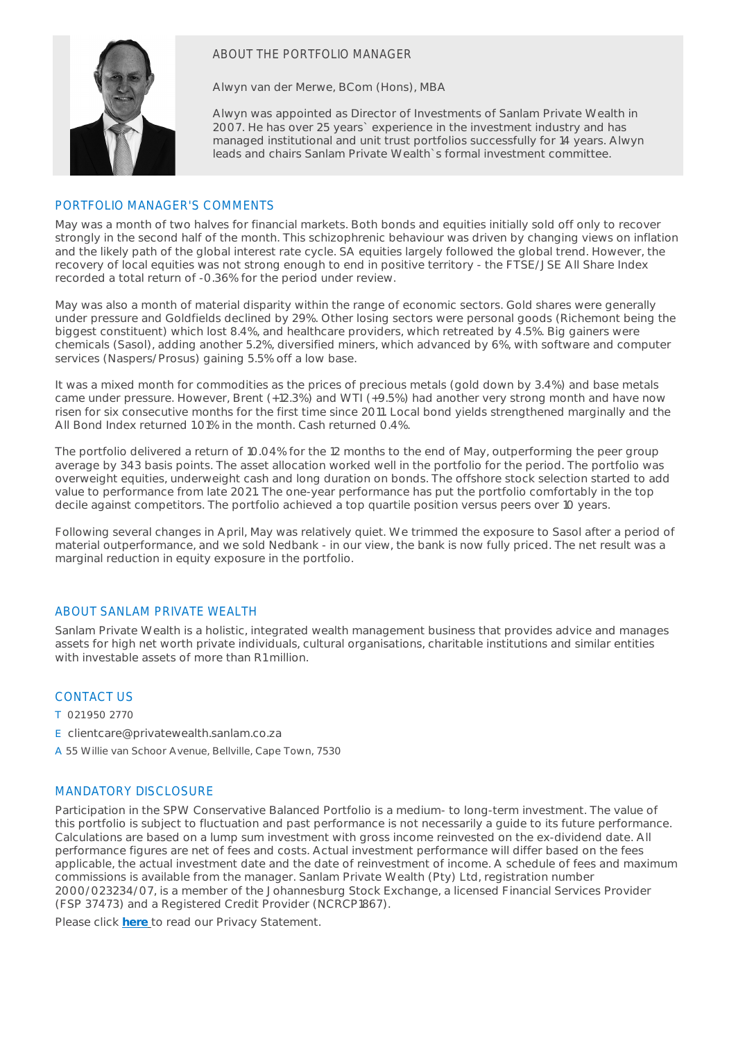## ABOUT THE PORTFOLIO MANAGER

Alwyn van der Merwe, BCom (Hons), MBA

Alwyn was appointed as Director of Investments of Sanlam Private Wealth in 2007. He has over 25 years` experience in the investment industry and has managed institutional and unit trust portfolios successfully for 14 years. Alwyn leads and chairs Sanlam Private Wealth`s formal investment committee.

## PORTFOLIO MANAGER'S COMMENTS

May was a month of two halves for financial markets. Both bonds and equities initially sold off only to recover strongly in the second half of the month. This schizophrenic behaviour was driven by changing views on inflation and the likely path of the global interest rate cycle. SA equities largely followed the global trend. However, the recovery of local equities was not strong enough to end in positive territory - the FTSE/JSE All Share Index recorded a total return of -0.36% for the period under review.

May was also a month of material disparity within the range of economic sectors. Gold shares were generally under pressure and Goldfields declined by 29%. Other losing sectors were personal goods (Richemont being the biggest constituent) which lost 8.4%, and healthcare providers, which retreated by 4.5%. Big gainers were chemicals (Sasol), adding another 5.2%, diversified miners, which advanced by 6%, with software and computer services (Naspers/Prosus) gaining 5.5% off a low base.

It was a mixed month for commodities as the prices of precious metals (gold down by 3.4%) and base metals came under pressure. However, Brent (+12.3%) and WTI (+9.5%) had another very strong month and have now risen for six consecutive months for the first time since 2011. Local bond yields strengthened marginally and the All Bond Index returned 1.01% in the month. Cash returned 0.4%.

The portfolio delivered a return of 10.04% for the 12 months to the end of May, outperforming the peer group average by 343 basis points. The asset allocation worked well in the portfolio for the period. The portfolio was overweight equities, underweight cash and long duration on bonds. The offshore stock selection started to add value to performance from late 2021. The one-year performance has put the portfolio comfortably in the top decile against competitors. The portfolio achieved a top quartile position versus peers over 10 years.

Following several changes in April, May was relatively quiet. We trimmed the exposure to Sasol after a period of material outperformance, and we sold Nedbank - in our view, the bank is now fully priced. The net result was a marginal reduction in equity exposure in the portfolio.

## ABOUT SANLAM PRIVATE WEALTH

Sanlam Private Wealth is a holistic, integrated wealth management business that provides advice and manages assets for high net worth private individuals, cultural organisations, charitable institutions and similar entities with investable assets of more than R1 million.

## CONTACT US

T 021 950 2770

E clientcare@privatewealth.sanlam.co.za

A 55 Willie van Schoor Avenue, Bellville, Cape Town, 7530

## MANDATORY DISCLOSURE

Participation in the SPW Conservative Balanced Portfolio is a medium- to long-term investment. The value of this portfolio is subject to fluctuation and past performance is not necessarily a guide to its future performance. Calculations are based on a lump sum investment with gross income reinvested on the ex-dividend date. All performance figures are net of fees and costs. Actual investment performance will differ based on the fees applicable, the actual investment date and the date of reinvestment of income. A schedule of fees and maximum commissions is available from the manager. Sanlam Private Wealth (Pty) Ltd, registration number 2000/023234/07, is a member of the Johannesburg Stock Exchange, a licensed Financial Services Provider (FSP 37473) and a Registered Credit Provider (NCRCP1867).

Please click **here** to read our Privacy Statement.